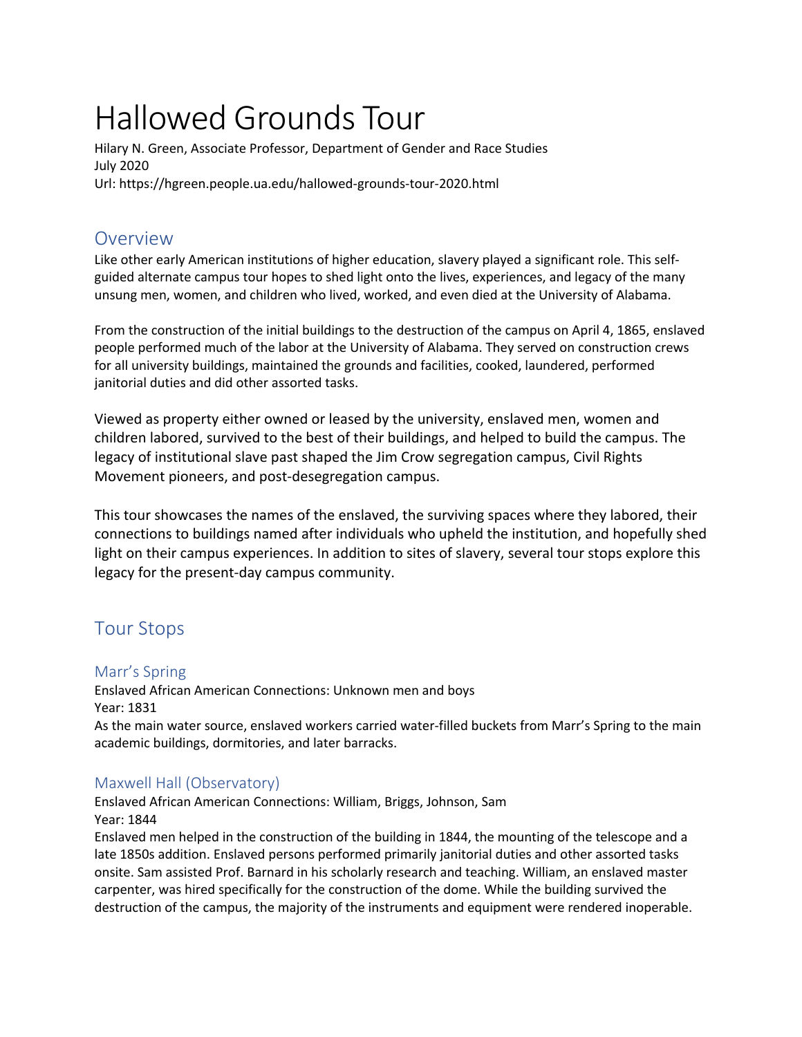# Hallowed Grounds Tour

Hilary N. Green, Associate Professor, Department of Gender and Race Studies
July 2020
Url: https://hgreen.people.ua.edu/hallowed-grounds-tour-2020.html

## Overview

Like other early American institutions of higher education, slavery played a significant role. This self-guided alternate campus tour hopes to shed light onto the lives, experiences, and legacy of the many unsung men, women, and children who lived, worked, and even died at the University of Alabama.

From the construction of the initial buildings to the destruction of the campus on April 4, 1865, enslaved people performed much of the labor at the University of Alabama. They served on construction crews for all university buildings, maintained the grounds and facilities, cooked, laundered, performed janitorial duties and did other assorted tasks.

Viewed as property either owned or leased by the university, enslaved men, women and children labored, survived to the best of their buildings, and helped to build the campus. The legacy of institutional slave past shaped the Jim Crow segregation campus, Civil Rights Movement pioneers, and post-desegregation campus.

This tour showcases the names of the enslaved, the surviving spaces where they labored, their connections to buildings named after individuals who upheld the institution, and hopefully shed light on their campus experiences. In addition to sites of slavery, several tour stops explore this legacy for the present-day campus community.

## Tour Stops

### Marr's Spring

Enslaved African American Connections: Unknown men and boys
Year: 1831
As the main water source, enslaved workers carried water-filled buckets from Marr's Spring to the main academic buildings, dormitories, and later barracks.

### Maxwell Hall (Observatory)

Enslaved African American Connections: William, Briggs, Johnson, Sam
Year: 1844
Enslaved men helped in the construction of the building in 1844, the mounting of the telescope and a late 1850s addition. Enslaved persons performed primarily janitorial duties and other assorted tasks onsite. Sam assisted Prof. Barnard in his scholarly research and teaching. William, an enslaved master carpenter, was hired specifically for the construction of the dome. While the building survived the destruction of the campus, the majority of the instruments and equipment were rendered inoperable.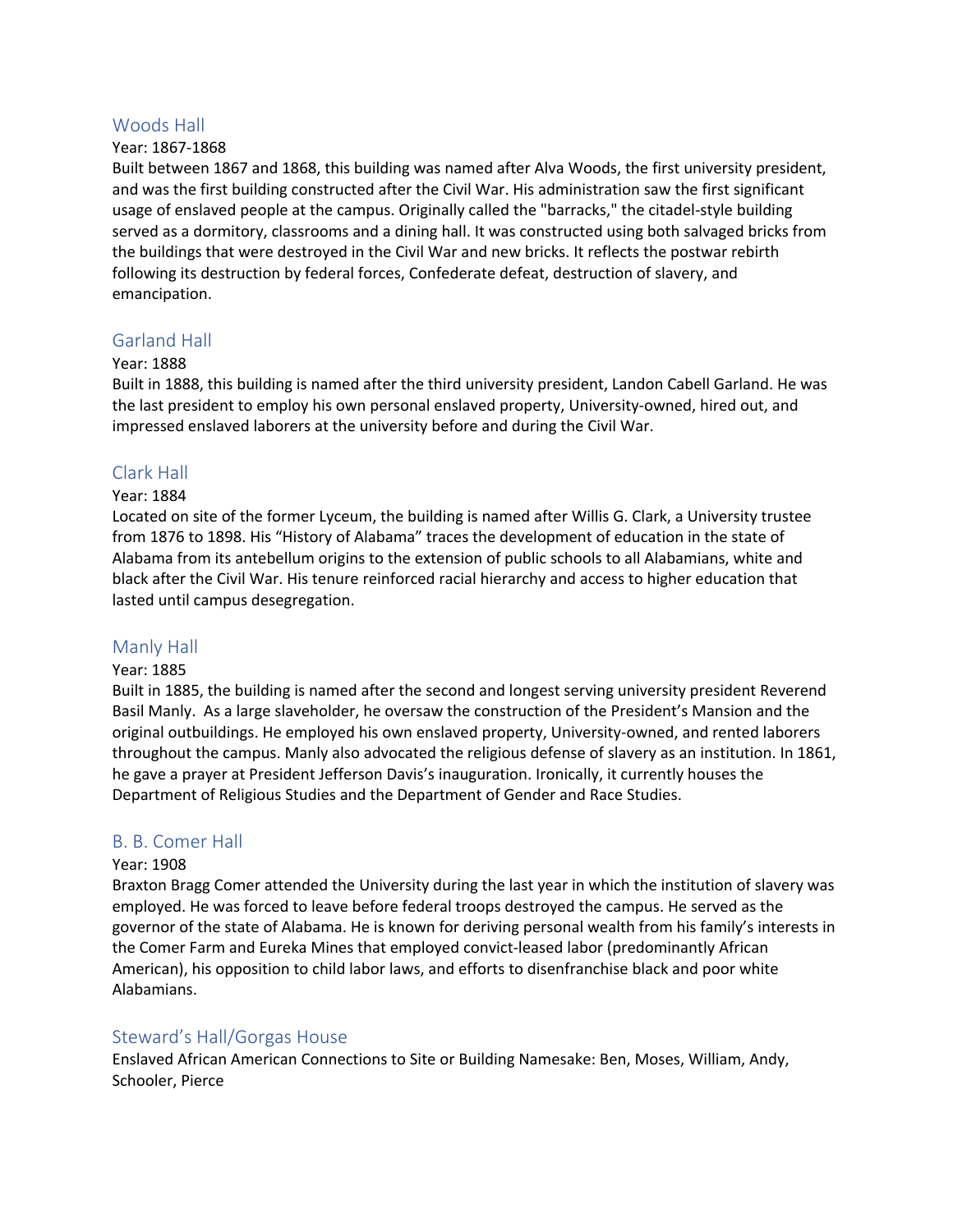## Woods Hall

Year: 1867-1868

Built between 1867 and 1868, this building was named after Alva Woods, the first university president, and was the first building constructed after the Civil War. His administration saw the first significant usage of enslaved people at the campus. Originally called the "barracks," the citadel-style building served as a dormitory, classrooms and a dining hall. It was constructed using both salvaged bricks from the buildings that were destroyed in the Civil War and new bricks. It reflects the postwar rebirth following its destruction by federal forces, Confederate defeat, destruction of slavery, and emancipation.

## Garland Hall

Year: 1888

Built in 1888, this building is named after the third university president, Landon Cabell Garland. He was the last president to employ his own personal enslaved property, University-owned, hired out, and impressed enslaved laborers at the university before and during the Civil War.

## Clark Hall

Year: 1884

Located on site of the former Lyceum, the building is named after Willis G. Clark, a University trustee from 1876 to 1898. His "History of Alabama" traces the development of education in the state of Alabama from its antebellum origins to the extension of public schools to all Alabamians, white and black after the Civil War. His tenure reinforced racial hierarchy and access to higher education that lasted until campus desegregation.

## Manly Hall

Year: 1885

Built in 1885, the building is named after the second and longest serving university president Reverend Basil Manly. As a large slaveholder, he oversaw the construction of the President's Mansion and the original outbuildings. He employed his own enslaved property, University-owned, and rented laborers throughout the campus. Manly also advocated the religious defense of slavery as an institution. In 1861, he gave a prayer at President Jefferson Davis's inauguration. Ironically, it currently houses the Department of Religious Studies and the Department of Gender and Race Studies.

## B. B. Comer Hall

Year: 1908

Braxton Bragg Comer attended the University during the last year in which the institution of slavery was employed. He was forced to leave before federal troops destroyed the campus. He served as the governor of the state of Alabama. He is known for deriving personal wealth from his family's interests in the Comer Farm and Eureka Mines that employed convict-leased labor (predominantly African American), his opposition to child labor laws, and efforts to disenfranchise black and poor white Alabamians.

## Steward's Hall/Gorgas House

Enslaved African American Connections to Site or Building Namesake: Ben, Moses, William, Andy, Schooler, Pierce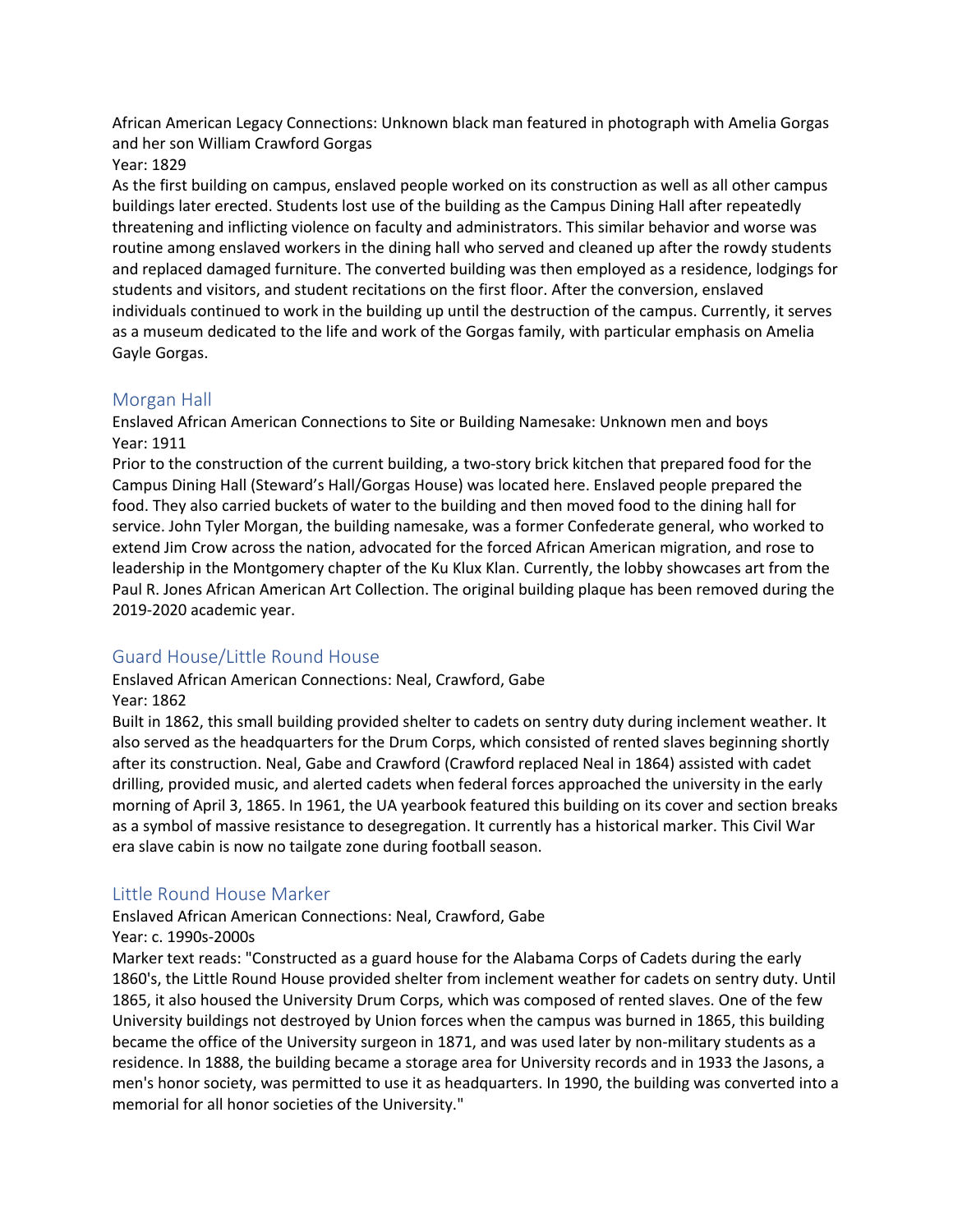African American Legacy Connections: Unknown black man featured in photograph with Amelia Gorgas and her son William Crawford Gorgas
Year: 1829
As the first building on campus, enslaved people worked on its construction as well as all other campus buildings later erected. Students lost use of the building as the Campus Dining Hall after repeatedly threatening and inflicting violence on faculty and administrators. This similar behavior and worse was routine among enslaved workers in the dining hall who served and cleaned up after the rowdy students and replaced damaged furniture. The converted building was then employed as a residence, lodgings for students and visitors, and student recitations on the first floor. After the conversion, enslaved individuals continued to work in the building up until the destruction of the campus. Currently, it serves as a museum dedicated to the life and work of the Gorgas family, with particular emphasis on Amelia Gayle Gorgas.

## Morgan Hall

Enslaved African American Connections to Site or Building Namesake: Unknown men and boys
Year: 1911
Prior to the construction of the current building, a two-story brick kitchen that prepared food for the Campus Dining Hall (Steward's Hall/Gorgas House) was located here. Enslaved people prepared the food. They also carried buckets of water to the building and then moved food to the dining hall for service. John Tyler Morgan, the building namesake, was a former Confederate general, who worked to extend Jim Crow across the nation, advocated for the forced African American migration, and rose to leadership in the Montgomery chapter of the Ku Klux Klan. Currently, the lobby showcases art from the Paul R. Jones African American Art Collection. The original building plaque has been removed during the 2019-2020 academic year.

## Guard House/Little Round House

Enslaved African American Connections: Neal, Crawford, Gabe
Year: 1862
Built in 1862, this small building provided shelter to cadets on sentry duty during inclement weather. It also served as the headquarters for the Drum Corps, which consisted of rented slaves beginning shortly after its construction. Neal, Gabe and Crawford (Crawford replaced Neal in 1864) assisted with cadet drilling, provided music, and alerted cadets when federal forces approached the university in the early morning of April 3, 1865. In 1961, the UA yearbook featured this building on its cover and section breaks as a symbol of massive resistance to desegregation. It currently has a historical marker. This Civil War era slave cabin is now no tailgate zone during football season.

## Little Round House Marker

Enslaved African American Connections: Neal, Crawford, Gabe
Year: c. 1990s-2000s
Marker text reads: "Constructed as a guard house for the Alabama Corps of Cadets during the early 1860's, the Little Round House provided shelter from inclement weather for cadets on sentry duty. Until 1865, it also housed the University Drum Corps, which was composed of rented slaves. One of the few University buildings not destroyed by Union forces when the campus was burned in 1865, this building became the office of the University surgeon in 1871, and was used later by non-military students as a residence. In 1888, the building became a storage area for University records and in 1933 the Jasons, a men's honor society, was permitted to use it as headquarters. In 1990, the building was converted into a memorial for all honor societies of the University."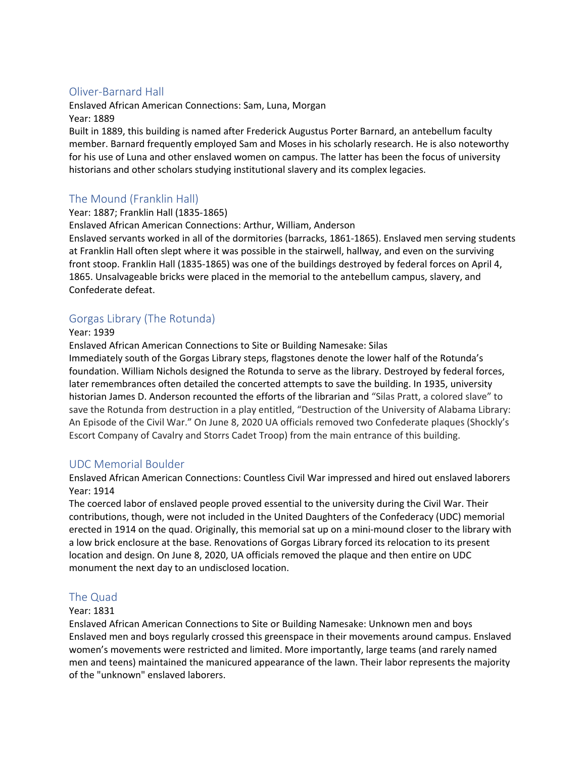## Oliver-Barnard Hall

Enslaved African American Connections: Sam, Luna, Morgan
Year: 1889
Built in 1889, this building is named after Frederick Augustus Porter Barnard, an antebellum faculty member. Barnard frequently employed Sam and Moses in his scholarly research. He is also noteworthy for his use of Luna and other enslaved women on campus. The latter has been the focus of university historians and other scholars studying institutional slavery and its complex legacies.

## The Mound (Franklin Hall)

Year: 1887; Franklin Hall (1835-1865)
Enslaved African American Connections: Arthur, William, Anderson
Enslaved servants worked in all of the dormitories (barracks, 1861-1865). Enslaved men serving students at Franklin Hall often slept where it was possible in the stairwell, hallway, and even on the surviving front stoop. Franklin Hall (1835-1865) was one of the buildings destroyed by federal forces on April 4, 1865. Unsalvageable bricks were placed in the memorial to the antebellum campus, slavery, and Confederate defeat.

## Gorgas Library (The Rotunda)

Year: 1939
Enslaved African American Connections to Site or Building Namesake: Silas
Immediately south of the Gorgas Library steps, flagstones denote the lower half of the Rotunda's foundation. William Nichols designed the Rotunda to serve as the library. Destroyed by federal forces, later remembrances often detailed the concerted attempts to save the building. In 1935, university historian James D. Anderson recounted the efforts of the librarian and "Silas Pratt, a colored slave" to save the Rotunda from destruction in a play entitled, "Destruction of the University of Alabama Library: An Episode of the Civil War." On June 8, 2020 UA officials removed two Confederate plaques (Shockly's Escort Company of Cavalry and Storrs Cadet Troop) from the main entrance of this building.

## UDC Memorial Boulder

Enslaved African American Connections: Countless Civil War impressed and hired out enslaved laborers
Year: 1914
The coerced labor of enslaved people proved essential to the university during the Civil War. Their contributions, though, were not included in the United Daughters of the Confederacy (UDC) memorial erected in 1914 on the quad. Originally, this memorial sat up on a mini-mound closer to the library with a low brick enclosure at the base. Renovations of Gorgas Library forced its relocation to its present location and design. On June 8, 2020, UA officials removed the plaque and then entire on UDC monument the next day to an undisclosed location.

## The Quad

Year: 1831
Enslaved African American Connections to Site or Building Namesake: Unknown men and boys
Enslaved men and boys regularly crossed this greenspace in their movements around campus. Enslaved women's movements were restricted and limited. More importantly, large teams (and rarely named men and teens) maintained the manicured appearance of the lawn. Their labor represents the majority of the "unknown" enslaved laborers.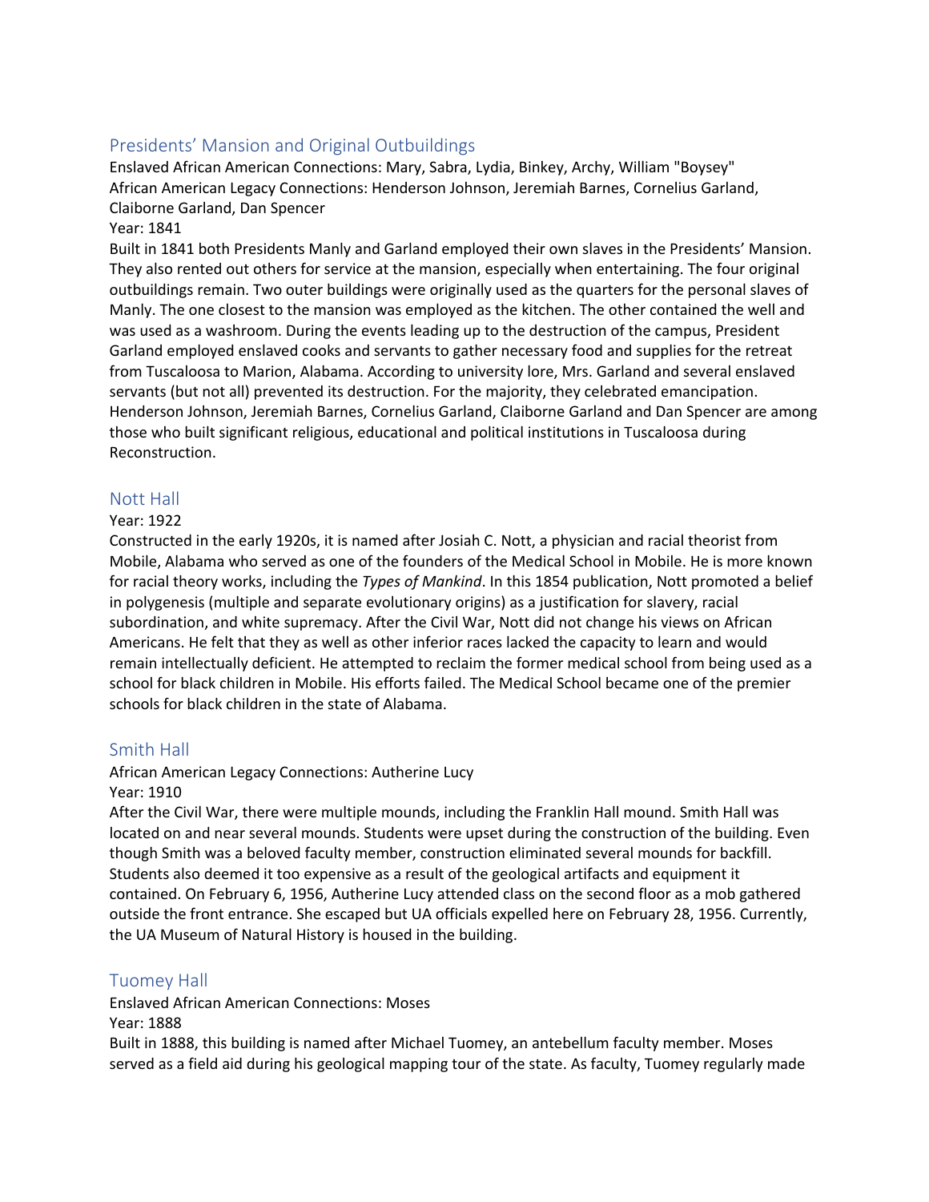## Presidents' Mansion and Original Outbuildings

Enslaved African American Connections: Mary, Sabra, Lydia, Binkey, Archy, William "Boysey"
African American Legacy Connections: Henderson Johnson, Jeremiah Barnes, Cornelius Garland, Claiborne Garland, Dan Spencer
Year: 1841

Built in 1841 both Presidents Manly and Garland employed their own slaves in the Presidents' Mansion. They also rented out others for service at the mansion, especially when entertaining. The four original outbuildings remain. Two outer buildings were originally used as the quarters for the personal slaves of Manly. The one closest to the mansion was employed as the kitchen. The other contained the well and was used as a washroom. During the events leading up to the destruction of the campus, President Garland employed enslaved cooks and servants to gather necessary food and supplies for the retreat from Tuscaloosa to Marion, Alabama. According to university lore, Mrs. Garland and several enslaved servants (but not all) prevented its destruction. For the majority, they celebrated emancipation. Henderson Johnson, Jeremiah Barnes, Cornelius Garland, Claiborne Garland and Dan Spencer are among those who built significant religious, educational and political institutions in Tuscaloosa during Reconstruction.

## Nott Hall

Year: 1922

Constructed in the early 1920s, it is named after Josiah C. Nott, a physician and racial theorist from Mobile, Alabama who served as one of the founders of the Medical School in Mobile. He is more known for racial theory works, including the *Types of Mankind*. In this 1854 publication, Nott promoted a belief in polygenesis (multiple and separate evolutionary origins) as a justification for slavery, racial subordination, and white supremacy. After the Civil War, Nott did not change his views on African Americans. He felt that they as well as other inferior races lacked the capacity to learn and would remain intellectually deficient. He attempted to reclaim the former medical school from being used as a school for black children in Mobile. His efforts failed. The Medical School became one of the premier schools for black children in the state of Alabama.

## Smith Hall

African American Legacy Connections: Autherine Lucy
Year: 1910

After the Civil War, there were multiple mounds, including the Franklin Hall mound. Smith Hall was located on and near several mounds. Students were upset during the construction of the building. Even though Smith was a beloved faculty member, construction eliminated several mounds for backfill. Students also deemed it too expensive as a result of the geological artifacts and equipment it contained. On February 6, 1956, Autherine Lucy attended class on the second floor as a mob gathered outside the front entrance. She escaped but UA officials expelled here on February 28, 1956. Currently, the UA Museum of Natural History is housed in the building.

## Tuomey Hall

Enslaved African American Connections: Moses
Year: 1888

Built in 1888, this building is named after Michael Tuomey, an antebellum faculty member. Moses served as a field aid during his geological mapping tour of the state. As faculty, Tuomey regularly made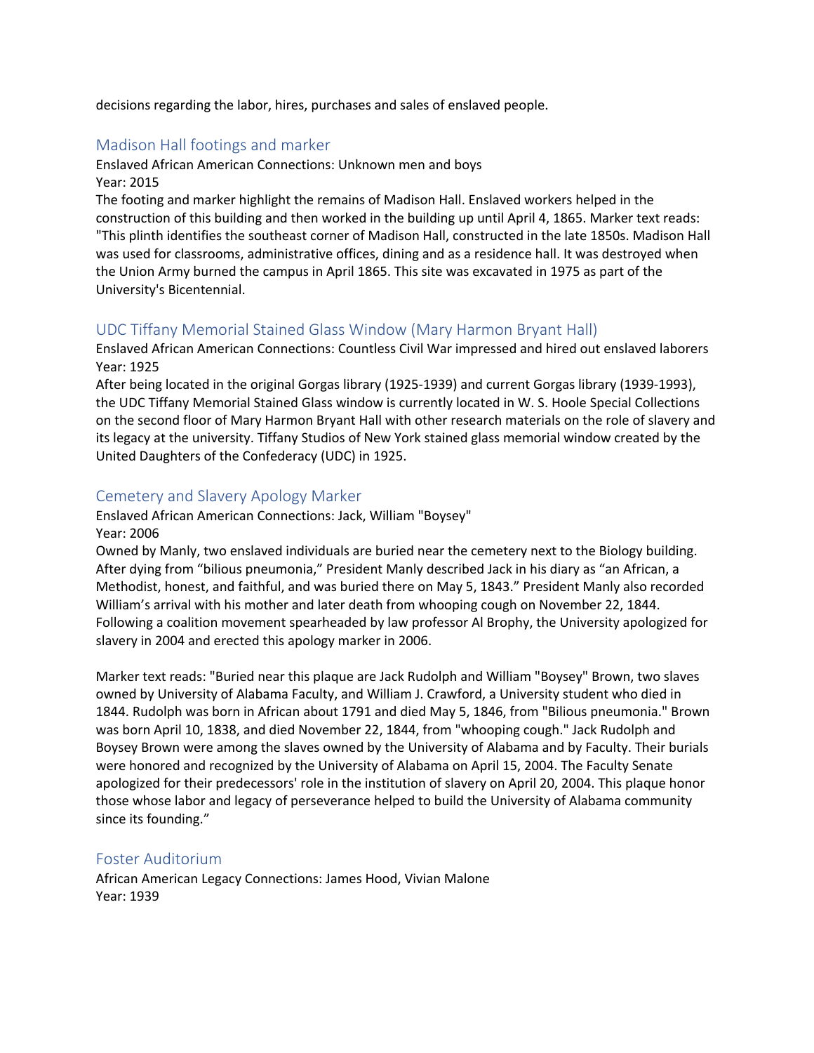decisions regarding the labor, hires, purchases and sales of enslaved people.

## Madison Hall footings and marker

Enslaved African American Connections: Unknown men and boys
Year: 2015
The footing and marker highlight the remains of Madison Hall. Enslaved workers helped in the construction of this building and then worked in the building up until April 4, 1865. Marker text reads: "This plinth identifies the southeast corner of Madison Hall, constructed in the late 1850s. Madison Hall was used for classrooms, administrative offices, dining and as a residence hall. It was destroyed when the Union Army burned the campus in April 1865. This site was excavated in 1975 as part of the University's Bicentennial.

## UDC Tiffany Memorial Stained Glass Window (Mary Harmon Bryant Hall)

Enslaved African American Connections: Countless Civil War impressed and hired out enslaved laborers
Year: 1925
After being located in the original Gorgas library (1925-1939) and current Gorgas library (1939-1993), the UDC Tiffany Memorial Stained Glass window is currently located in W. S. Hoole Special Collections on the second floor of Mary Harmon Bryant Hall with other research materials on the role of slavery and its legacy at the university. Tiffany Studios of New York stained glass memorial window created by the United Daughters of the Confederacy (UDC) in 1925.

## Cemetery and Slavery Apology Marker

Enslaved African American Connections: Jack, William "Boysey"
Year: 2006
Owned by Manly, two enslaved individuals are buried near the cemetery next to the Biology building. After dying from "bilious pneumonia," President Manly described Jack in his diary as "an African, a Methodist, honest, and faithful, and was buried there on May 5, 1843." President Manly also recorded William's arrival with his mother and later death from whooping cough on November 22, 1844. Following a coalition movement spearheaded by law professor Al Brophy, the University apologized for slavery in 2004 and erected this apology marker in 2006.

Marker text reads: "Buried near this plaque are Jack Rudolph and William "Boysey" Brown, two slaves owned by University of Alabama Faculty, and William J. Crawford, a University student who died in 1844. Rudolph was born in African about 1791 and died May 5, 1846, from "Bilious pneumonia." Brown was born April 10, 1838, and died November 22, 1844, from "whooping cough." Jack Rudolph and Boysey Brown were among the slaves owned by the University of Alabama and by Faculty. Their burials were honored and recognized by the University of Alabama on April 15, 2004. The Faculty Senate apologized for their predecessors' role in the institution of slavery on April 20, 2004. This plaque honor those whose labor and legacy of perseverance helped to build the University of Alabama community since its founding."

## Foster Auditorium

African American Legacy Connections: James Hood, Vivian Malone
Year: 1939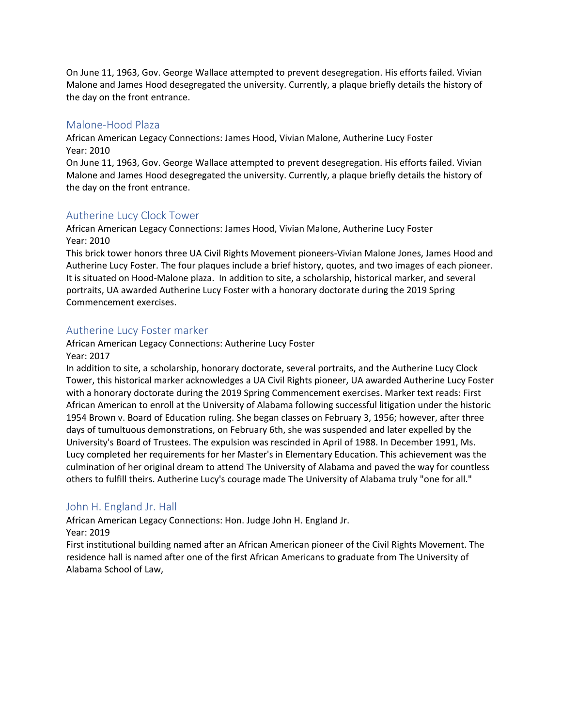On June 11, 1963, Gov. George Wallace attempted to prevent desegregation. His efforts failed. Vivian Malone and James Hood desegregated the university. Currently, a plaque briefly details the history of the day on the front entrance.

## Malone-Hood Plaza

African American Legacy Connections: James Hood, Vivian Malone, Autherine Lucy Foster
Year: 2010
On June 11, 1963, Gov. George Wallace attempted to prevent desegregation. His efforts failed. Vivian Malone and James Hood desegregated the university. Currently, a plaque briefly details the history of the day on the front entrance.

## Autherine Lucy Clock Tower

African American Legacy Connections: James Hood, Vivian Malone, Autherine Lucy Foster
Year: 2010
This brick tower honors three UA Civil Rights Movement pioneers-Vivian Malone Jones, James Hood and Autherine Lucy Foster. The four plaques include a brief history, quotes, and two images of each pioneer. It is situated on Hood-Malone plaza. In addition to site, a scholarship, historical marker, and several portraits, UA awarded Autherine Lucy Foster with a honorary doctorate during the 2019 Spring Commencement exercises.

## Autherine Lucy Foster marker

African American Legacy Connections: Autherine Lucy Foster
Year: 2017
In addition to site, a scholarship, honorary doctorate, several portraits, and the Autherine Lucy Clock Tower, this historical marker acknowledges a UA Civil Rights pioneer, UA awarded Autherine Lucy Foster with a honorary doctorate during the 2019 Spring Commencement exercises. Marker text reads: First African American to enroll at the University of Alabama following successful litigation under the historic 1954 Brown v. Board of Education ruling. She began classes on February 3, 1956; however, after three days of tumultuous demonstrations, on February 6th, she was suspended and later expelled by the University's Board of Trustees. The expulsion was rescinded in April of 1988. In December 1991, Ms. Lucy completed her requirements for her Master's in Elementary Education. This achievement was the culmination of her original dream to attend The University of Alabama and paved the way for countless others to fulfill theirs. Autherine Lucy's courage made The University of Alabama truly "one for all."

## John H. England Jr. Hall

African American Legacy Connections: Hon. Judge John H. England Jr.
Year: 2019
First institutional building named after an African American pioneer of the Civil Rights Movement. The residence hall is named after one of the first African Americans to graduate from The University of Alabama School of Law,